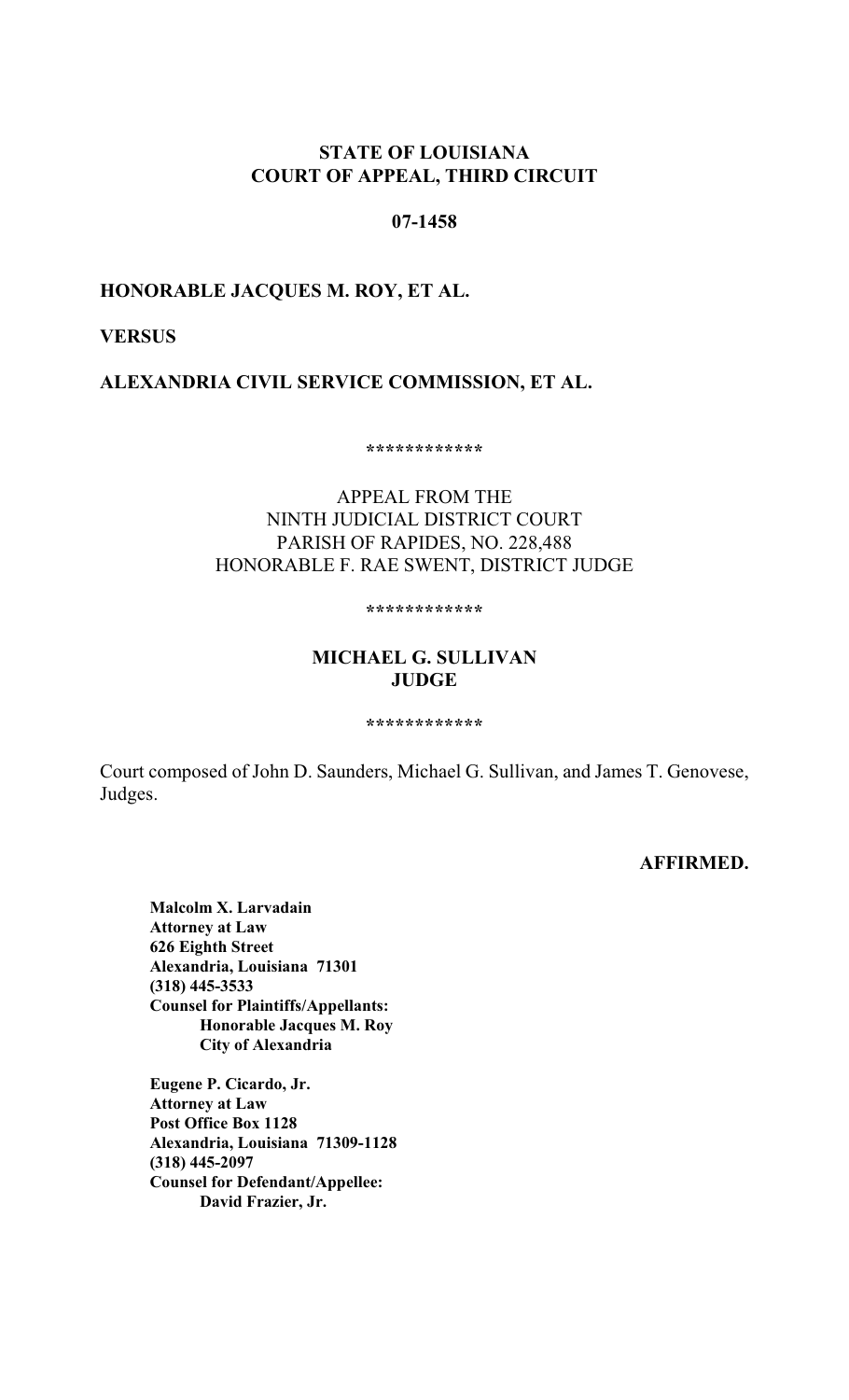**STATE OF LOUISIANA**
**COURT OF APPEAL, THIRD CIRCUIT**

**07-1458**

**HONORABLE JACQUES M. ROY, ET AL.**

**VERSUS**

**ALEXANDRIA CIVIL SERVICE COMMISSION, ET AL.**

************

APPEAL FROM THE
NINTH JUDICIAL DISTRICT COURT
PARISH OF RAPIDES, NO. 228,488
HONORABLE F. RAE SWENT, DISTRICT JUDGE

************

**MICHAEL G. SULLIVAN**
**JUDGE**

************

Court composed of John D. Saunders, Michael G. Sullivan, and James T. Genovese, Judges.

**AFFIRMED.**

**Malcolm X. Larvadain**
**Attorney at Law**
**626 Eighth Street**
**Alexandria, Louisiana 71301**
**(318) 445-3533**
**Counsel for Plaintiffs/Appellants:**
**Honorable Jacques M. Roy**
**City of Alexandria**

**Eugene P. Cicardo, Jr.**
**Attorney at Law**
**Post Office Box 1128**
**Alexandria, Louisiana 71309-1128**
**(318) 445-2097**
**Counsel for Defendant/Appellee:**
**David Frazier, Jr.**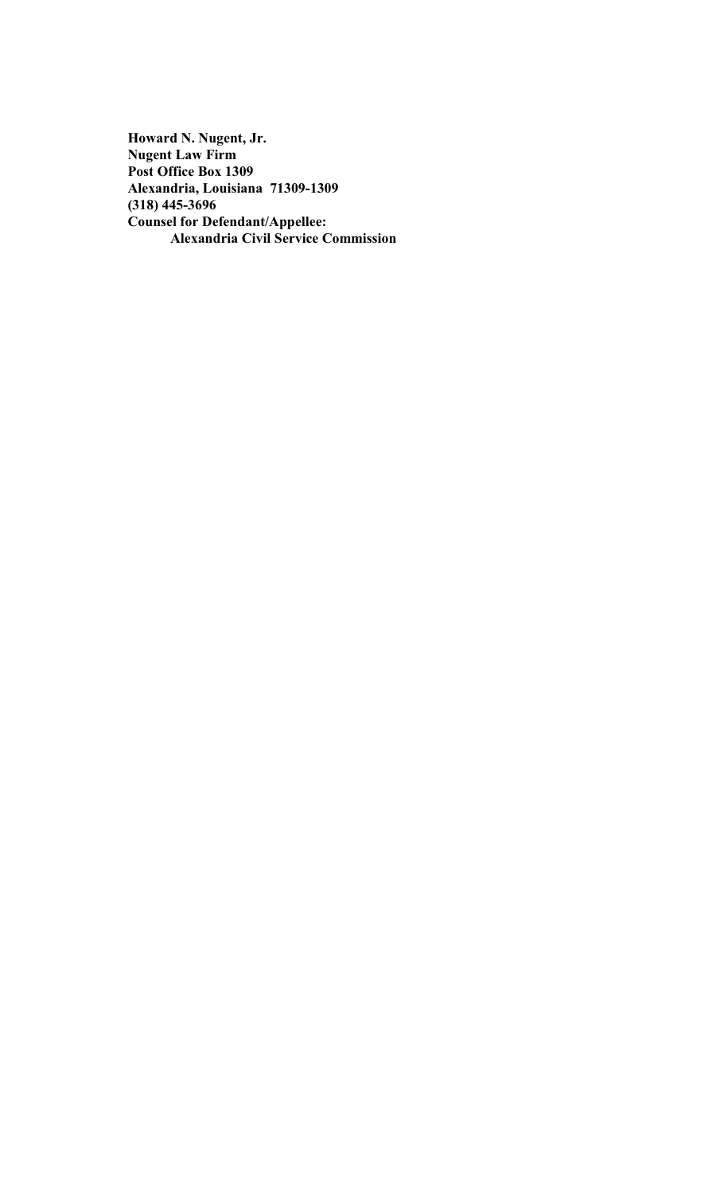**Howard N. Nugent, Jr.**
**Nugent Law Firm**
**Post Office Box 1309**
**Alexandria, Louisiana 71309-1309**
**(318) 445-3696**
**Counsel for Defendant/Appellee:**
**Alexandria Civil Service Commission**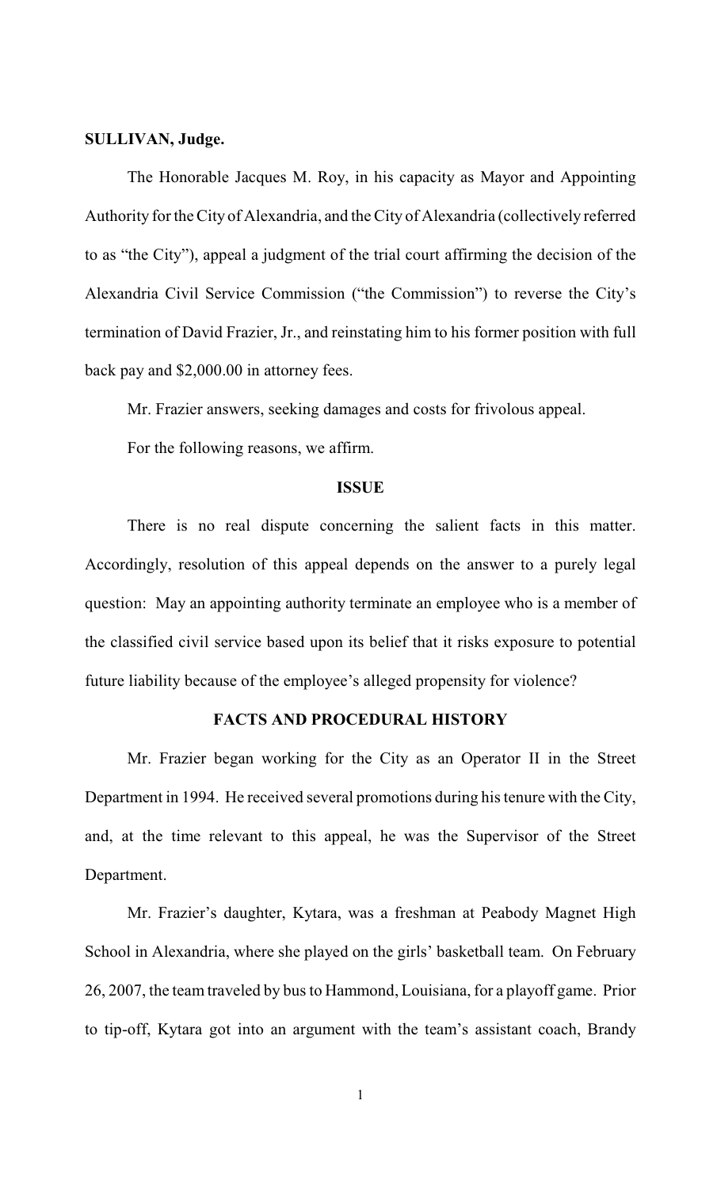**SULLIVAN, Judge.**

The Honorable Jacques M. Roy, in his capacity as Mayor and Appointing Authority for the City of Alexandria, and the City of Alexandria (collectively referred to as "the City"), appeal a judgment of the trial court affirming the decision of the Alexandria Civil Service Commission ("the Commission") to reverse the City's termination of David Frazier, Jr., and reinstating him to his former position with full back pay and $2,000.00 in attorney fees.

Mr. Frazier answers, seeking damages and costs for frivolous appeal.

For the following reasons, we affirm.

## ISSUE

There is no real dispute concerning the salient facts in this matter. Accordingly, resolution of this appeal depends on the answer to a purely legal question: May an appointing authority terminate an employee who is a member of the classified civil service based upon its belief that it risks exposure to potential future liability because of the employee's alleged propensity for violence?

## FACTS AND PROCEDURAL HISTORY

Mr. Frazier began working for the City as an Operator II in the Street Department in 1994. He received several promotions during his tenure with the City, and, at the time relevant to this appeal, he was the Supervisor of the Street Department.

Mr. Frazier's daughter, Kytara, was a freshman at Peabody Magnet High School in Alexandria, where she played on the girls' basketball team. On February 26, 2007, the team traveled by bus to Hammond, Louisiana, for a playoff game. Prior to tip-off, Kytara got into an argument with the team's assistant coach, Brandy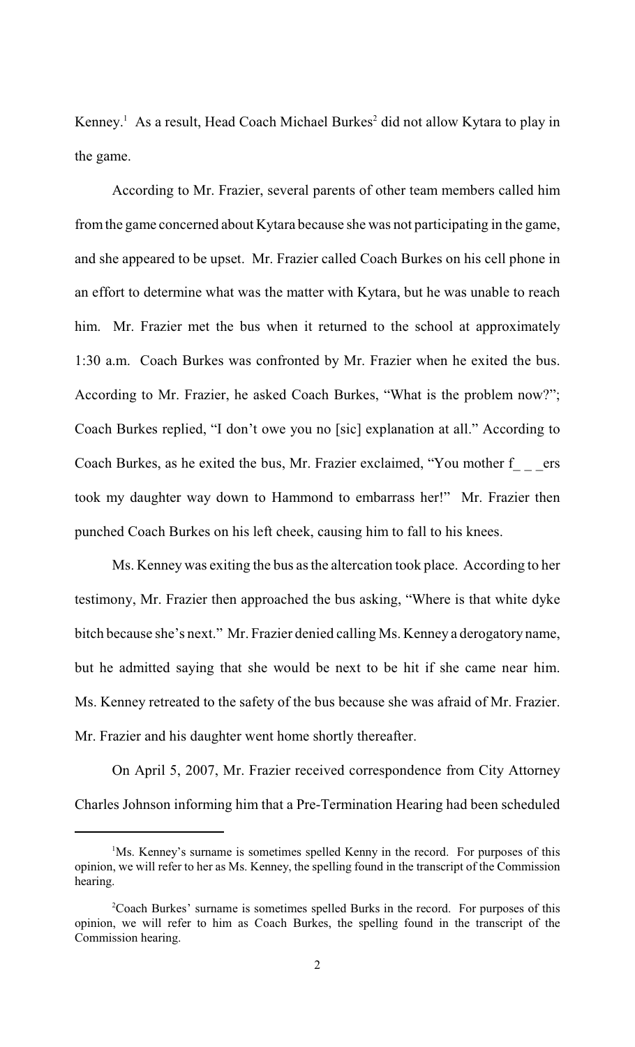Kenney.[1] As a result, Head Coach Michael Burkes[2] did not allow Kytara to play in the game.

According to Mr. Frazier, several parents of other team members called him from the game concerned about Kytara because she was not participating in the game, and she appeared to be upset. Mr. Frazier called Coach Burkes on his cell phone in an effort to determine what was the matter with Kytara, but he was unable to reach him. Mr. Frazier met the bus when it returned to the school at approximately 1:30 a.m. Coach Burkes was confronted by Mr. Frazier when he exited the bus. According to Mr. Frazier, he asked Coach Burkes, "What is the problem now?"; Coach Burkes replied, "I don't owe you no [sic] explanation at all." According to Coach Burkes, as he exited the bus, Mr. Frazier exclaimed, "You mother f_ _ _ers took my daughter way down to Hammond to embarrass her!" Mr. Frazier then punched Coach Burkes on his left cheek, causing him to fall to his knees.

Ms. Kenney was exiting the bus as the altercation took place. According to her testimony, Mr. Frazier then approached the bus asking, "Where is that white dyke bitch because she's next." Mr. Frazier denied calling Ms. Kenney a derogatory name, but he admitted saying that she would be next to be hit if she came near him. Ms. Kenney retreated to the safety of the bus because she was afraid of Mr. Frazier. Mr. Frazier and his daughter went home shortly thereafter.

On April 5, 2007, Mr. Frazier received correspondence from City Attorney Charles Johnson informing him that a Pre-Termination Hearing had been scheduled

---

[1] Ms. Kenney's surname is sometimes spelled Kenny in the record. For purposes of this opinion, we will refer to her as Ms. Kenney, the spelling found in the transcript of the Commission hearing.

[2] Coach Burkes' surname is sometimes spelled Burks in the record. For purposes of this opinion, we will refer to him as Coach Burkes, the spelling found in the transcript of the Commission hearing.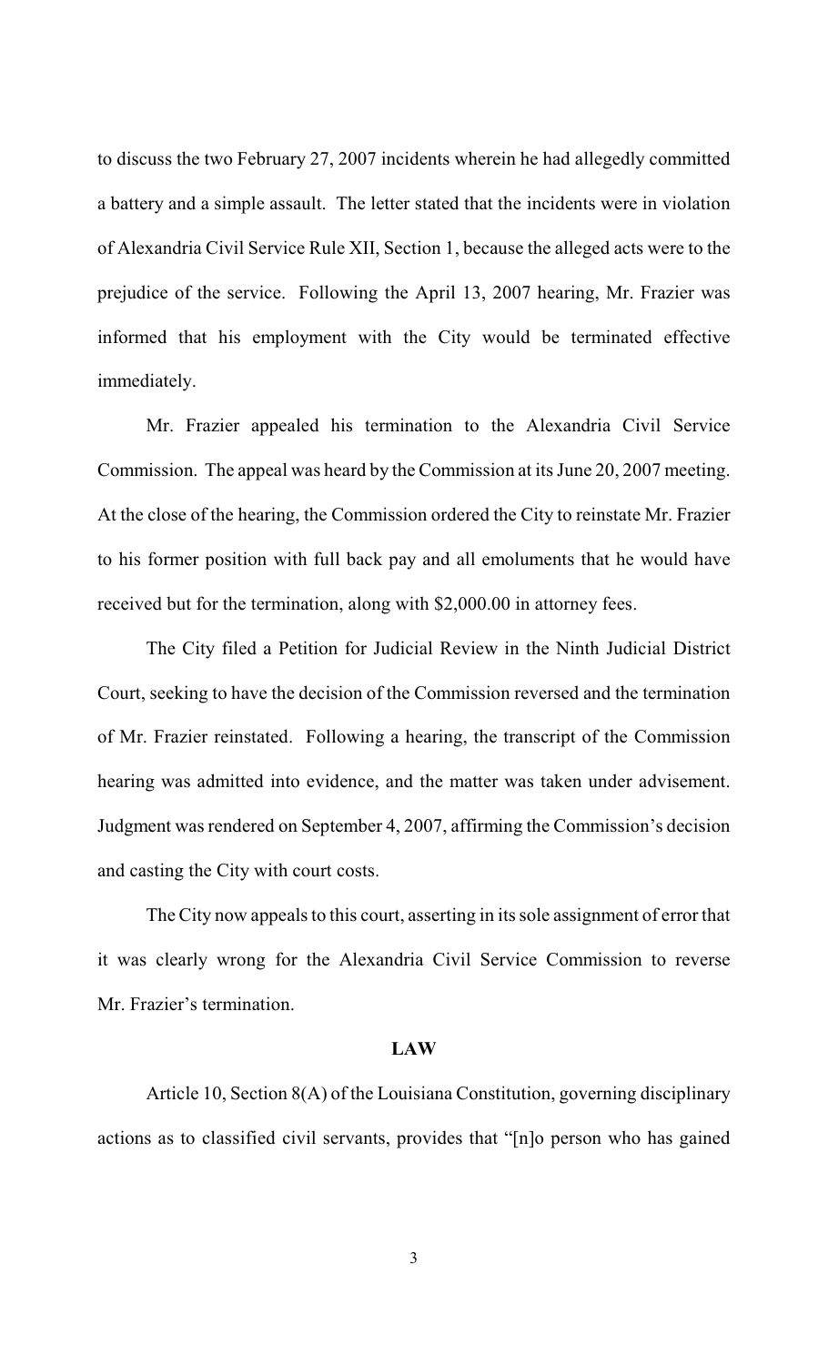to discuss the two February 27, 2007 incidents wherein he had allegedly committed a battery and a simple assault. The letter stated that the incidents were in violation of Alexandria Civil Service Rule XII, Section 1, because the alleged acts were to the prejudice of the service. Following the April 13, 2007 hearing, Mr. Frazier was informed that his employment with the City would be terminated effective immediately.

Mr. Frazier appealed his termination to the Alexandria Civil Service Commission. The appeal was heard by the Commission at its June 20, 2007 meeting. At the close of the hearing, the Commission ordered the City to reinstate Mr. Frazier to his former position with full back pay and all emoluments that he would have received but for the termination, along with $2,000.00 in attorney fees.

The City filed a Petition for Judicial Review in the Ninth Judicial District Court, seeking to have the decision of the Commission reversed and the termination of Mr. Frazier reinstated. Following a hearing, the transcript of the Commission hearing was admitted into evidence, and the matter was taken under advisement. Judgment was rendered on September 4, 2007, affirming the Commission's decision and casting the City with court costs.

The City now appeals to this court, asserting in its sole assignment of error that it was clearly wrong for the Alexandria Civil Service Commission to reverse Mr. Frazier's termination.

## LAW

Article 10, Section 8(A) of the Louisiana Constitution, governing disciplinary actions as to classified civil servants, provides that "[n]o person who has gained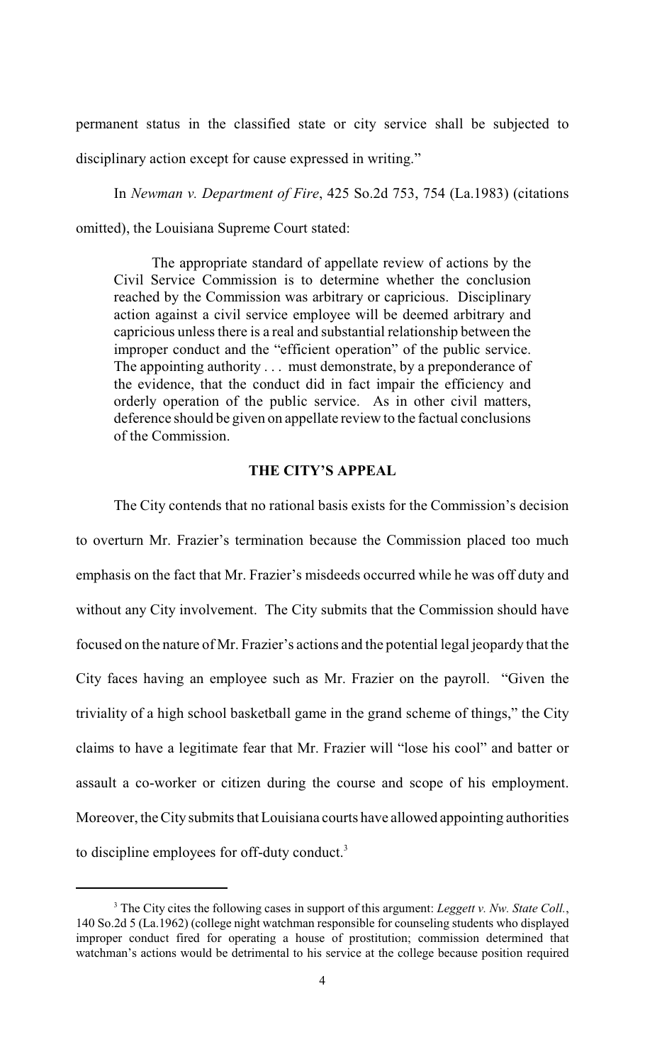permanent status in the classified state or city service shall be subjected to disciplinary action except for cause expressed in writing."

In *Newman v. Department of Fire*, 425 So.2d 753, 754 (La.1983) (citations omitted), the Louisiana Supreme Court stated:

> The appropriate standard of appellate review of actions by the Civil Service Commission is to determine whether the conclusion reached by the Commission was arbitrary or capricious. Disciplinary action against a civil service employee will be deemed arbitrary and capricious unless there is a real and substantial relationship between the improper conduct and the "efficient operation" of the public service. The appointing authority . . . must demonstrate, by a preponderance of the evidence, that the conduct did in fact impair the efficiency and orderly operation of the public service. As in other civil matters, deference should be given on appellate review to the factual conclusions of the Commission.

## THE CITY'S APPEAL

The City contends that no rational basis exists for the Commission's decision to overturn Mr. Frazier's termination because the Commission placed too much emphasis on the fact that Mr. Frazier's misdeeds occurred while he was off duty and without any City involvement. The City submits that the Commission should have focused on the nature of Mr. Frazier's actions and the potential legal jeopardy that the City faces having an employee such as Mr. Frazier on the payroll. "Given the triviality of a high school basketball game in the grand scheme of things," the City claims to have a legitimate fear that Mr. Frazier will "lose his cool" and batter or assault a co-worker or citizen during the course and scope of his employment. Moreover, the City submits that Louisiana courts have allowed appointing authorities to discipline employees for off-duty conduct.[3]

---

[3] The City cites the following cases in support of this argument: *Leggett v. Nw. State Coll.*, 140 So.2d 5 (La.1962) (college night watchman responsible for counseling students who displayed improper conduct fired for operating a house of prostitution; commission determined that watchman's actions would be detrimental to his service at the college because position required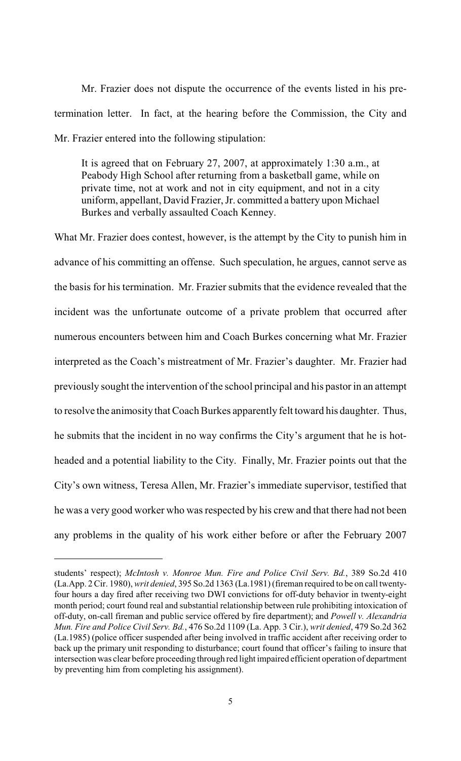Mr. Frazier does not dispute the occurrence of the events listed in his pre-termination letter. In fact, at the hearing before the Commission, the City and Mr. Frazier entered into the following stipulation:

> It is agreed that on February 27, 2007, at approximately 1:30 a.m., at Peabody High School after returning from a basketball game, while on private time, not at work and not in city equipment, and not in a city uniform, appellant, David Frazier, Jr. committed a battery upon Michael Burkes and verbally assaulted Coach Kenney.

What Mr. Frazier does contest, however, is the attempt by the City to punish him in advance of his committing an offense. Such speculation, he argues, cannot serve as the basis for his termination. Mr. Frazier submits that the evidence revealed that the incident was the unfortunate outcome of a private problem that occurred after numerous encounters between him and Coach Burkes concerning what Mr. Frazier interpreted as the Coach's mistreatment of Mr. Frazier's daughter. Mr. Frazier had previously sought the intervention of the school principal and his pastor in an attempt to resolve the animosity that Coach Burkes apparently felt toward his daughter. Thus, he submits that the incident in no way confirms the City's argument that he is hot-headed and a potential liability to the City. Finally, Mr. Frazier points out that the City's own witness, Teresa Allen, Mr. Frazier's immediate supervisor, testified that he was a very good worker who was respected by his crew and that there had not been any problems in the quality of his work either before or after the February 2007

---

students' respect); *McIntosh v. Monroe Mun. Fire and Police Civil Serv. Bd.*, 389 So.2d 410 (La.App. 2 Cir. 1980), *writ denied*, 395 So.2d 1363 (La.1981) (fireman required to be on call twenty-four hours a day fired after receiving two DWI convictions for off-duty behavior in twenty-eight month period; court found real and substantial relationship between rule prohibiting intoxication of off-duty, on-call fireman and public service offered by fire department); and *Powell v. Alexandria Mun. Fire and Police Civil Serv. Bd.*, 476 So.2d 1109 (La. App. 3 Cir.), *writ denied*, 479 So.2d 362 (La.1985) (police officer suspended after being involved in traffic accident after receiving order to back up the primary unit responding to disturbance; court found that officer's failing to insure that intersection was clear before proceeding through red light impaired efficient operation of department by preventing him from completing his assignment).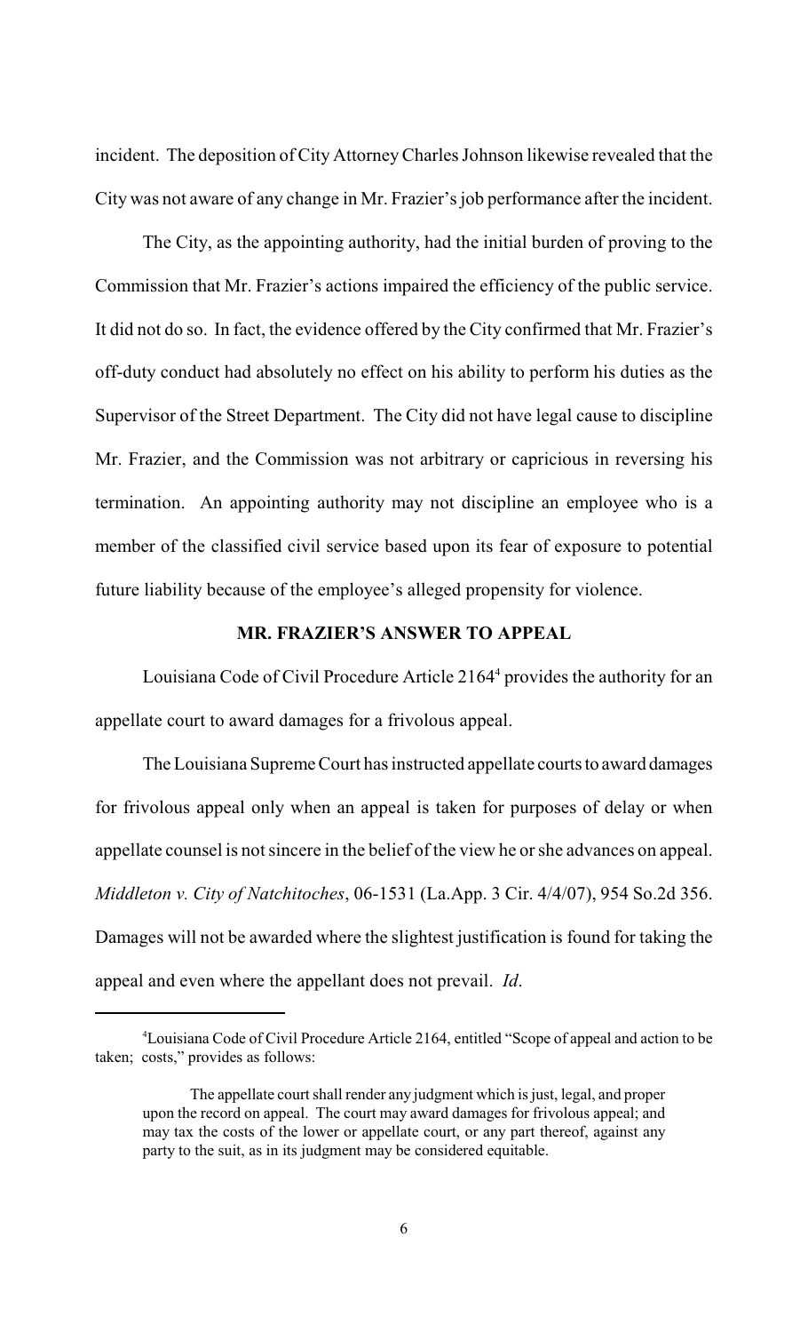incident. The deposition of City Attorney Charles Johnson likewise revealed that the City was not aware of any change in Mr. Frazier's job performance after the incident.

The City, as the appointing authority, had the initial burden of proving to the Commission that Mr. Frazier's actions impaired the efficiency of the public service. It did not do so. In fact, the evidence offered by the City confirmed that Mr. Frazier's off-duty conduct had absolutely no effect on his ability to perform his duties as the Supervisor of the Street Department. The City did not have legal cause to discipline Mr. Frazier, and the Commission was not arbitrary or capricious in reversing his termination. An appointing authority may not discipline an employee who is a member of the classified civil service based upon its fear of exposure to potential future liability because of the employee's alleged propensity for violence.

**MR. FRAZIER'S ANSWER TO APPEAL**

Louisiana Code of Civil Procedure Article 2164[4] provides the authority for an appellate court to award damages for a frivolous appeal.

The Louisiana Supreme Court has instructed appellate courts to award damages for frivolous appeal only when an appeal is taken for purposes of delay or when appellate counsel is not sincere in the belief of the view he or she advances on appeal. *Middleton v. City of Natchitoches*, 06-1531 (La.App. 3 Cir. 4/4/07), 954 So.2d 356. Damages will not be awarded where the slightest justification is found for taking the appeal and even where the appellant does not prevail. *Id*.

---

[4]Louisiana Code of Civil Procedure Article 2164, entitled "Scope of appeal and action to be taken; costs," provides as follows:

> The appellate court shall render any judgment which is just, legal, and proper upon the record on appeal. The court may award damages for frivolous appeal; and may tax the costs of the lower or appellate court, or any part thereof, against any party to the suit, as in its judgment may be considered equitable.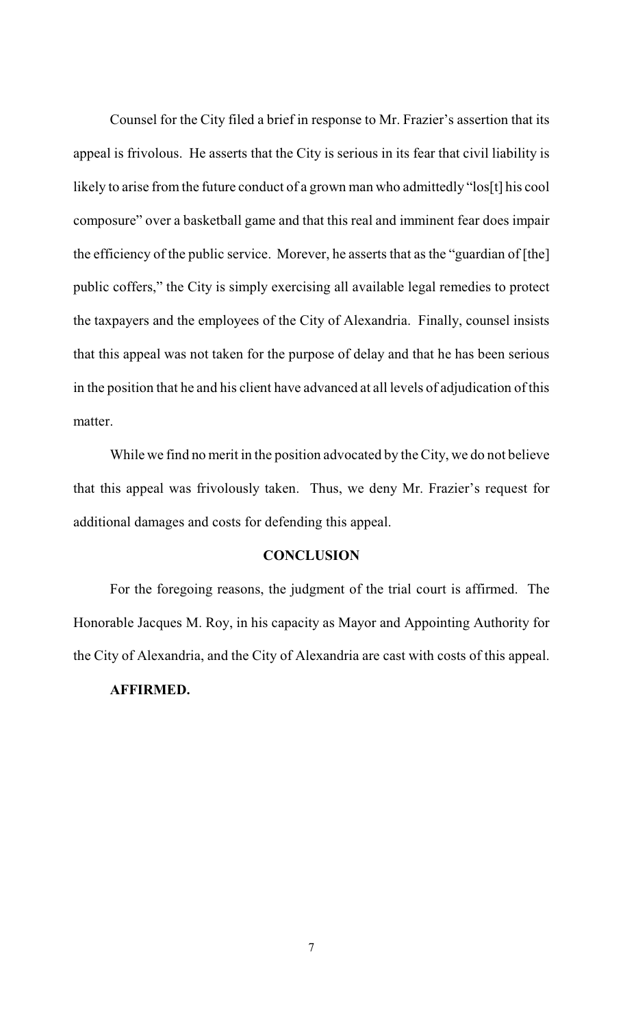Counsel for the City filed a brief in response to Mr. Frazier's assertion that its appeal is frivolous. He asserts that the City is serious in its fear that civil liability is likely to arise from the future conduct of a grown man who admittedly "los[t] his cool composure" over a basketball game and that this real and imminent fear does impair the efficiency of the public service. Morever, he asserts that as the "guardian of [the] public coffers," the City is simply exercising all available legal remedies to protect the taxpayers and the employees of the City of Alexandria. Finally, counsel insists that this appeal was not taken for the purpose of delay and that he has been serious in the position that he and his client have advanced at all levels of adjudication of this matter.

While we find no merit in the position advocated by the City, we do not believe that this appeal was frivolously taken. Thus, we deny Mr. Frazier's request for additional damages and costs for defending this appeal.

## CONCLUSION

For the foregoing reasons, the judgment of the trial court is affirmed. The Honorable Jacques M. Roy, in his capacity as Mayor and Appointing Authority for the City of Alexandria, and the City of Alexandria are cast with costs of this appeal.

**AFFIRMED.**